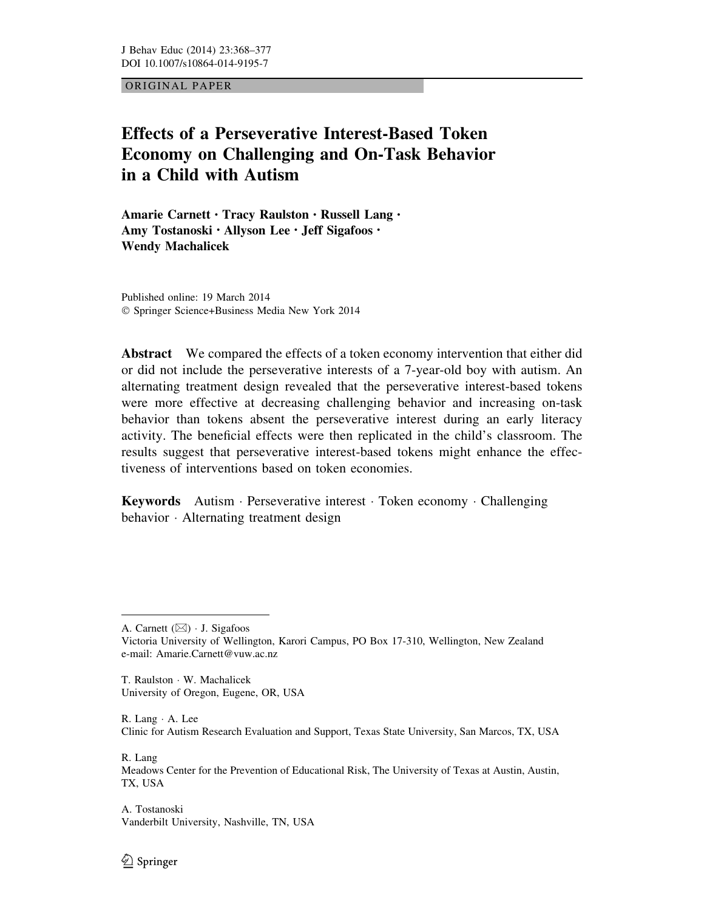ORIGINAL PAPER

# Effects of a Perseverative Interest-Based Token Economy on Challenging and On-Task Behavior in a Child with Autism

**Amarie Carnett · Tracy Raulston · Russell Lang · Amy Tostanoski · Allyson Lee · Jeff Sigafoos · Wendy Machalicek**

Published online: 19 March 2014
© Springer Science+Business Media New York 2014

**Abstract** We compared the effects of a token economy intervention that either did or did not include the perseverative interests of a 7-year-old boy with autism. An alternating treatment design revealed that the perseverative interest-based tokens were more effective at decreasing challenging behavior and increasing on-task behavior than tokens absent the perseverative interest during an early literacy activity. The beneficial effects were then replicated in the child's classroom. The results suggest that perseverative interest-based tokens might enhance the effectiveness of interventions based on token economies.

**Keywords** Autism · Perseverative interest · Token economy · Challenging behavior · Alternating treatment design

---

A. Carnett (✉) · J. Sigafoos
Victoria University of Wellington, Karori Campus, PO Box 17-310, Wellington, New Zealand
e-mail: Amarie.Carnett@vuw.ac.nz

T. Raulston · W. Machalicek
University of Oregon, Eugene, OR, USA

R. Lang · A. Lee
Clinic for Autism Research Evaluation and Support, Texas State University, San Marcos, TX, USA

R. Lang
Meadows Center for the Prevention of Educational Risk, The University of Texas at Austin, Austin, TX, USA

A. Tostanoski
Vanderbilt University, Nashville, TN, USA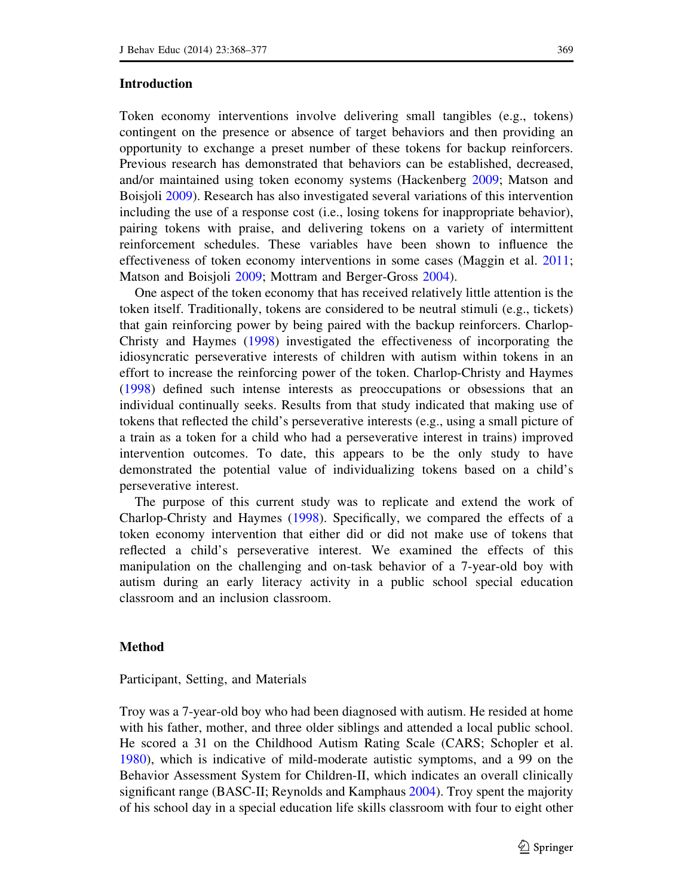## Introduction

Token economy interventions involve delivering small tangibles (e.g., tokens) contingent on the presence or absence of target behaviors and then providing an opportunity to exchange a preset number of these tokens for backup reinforcers. Previous research has demonstrated that behaviors can be established, decreased, and/or maintained using token economy systems (Hackenberg 2009; Matson and Boisjoli 2009). Research has also investigated several variations of this intervention including the use of a response cost (i.e., losing tokens for inappropriate behavior), pairing tokens with praise, and delivering tokens on a variety of intermittent reinforcement schedules. These variables have been shown to influence the effectiveness of token economy interventions in some cases (Maggin et al. 2011; Matson and Boisjoli 2009; Mottram and Berger-Gross 2004).

One aspect of the token economy that has received relatively little attention is the token itself. Traditionally, tokens are considered to be neutral stimuli (e.g., tickets) that gain reinforcing power by being paired with the backup reinforcers. Charlop-Christy and Haymes (1998) investigated the effectiveness of incorporating the idiosyncratic perseverative interests of children with autism within tokens in an effort to increase the reinforcing power of the token. Charlop-Christy and Haymes (1998) defined such intense interests as preoccupations or obsessions that an individual continually seeks. Results from that study indicated that making use of tokens that reflected the child's perseverative interests (e.g., using a small picture of a train as a token for a child who had a perseverative interest in trains) improved intervention outcomes. To date, this appears to be the only study to have demonstrated the potential value of individualizing tokens based on a child's perseverative interest.

The purpose of this current study was to replicate and extend the work of Charlop-Christy and Haymes (1998). Specifically, we compared the effects of a token economy intervention that either did or did not make use of tokens that reflected a child's perseverative interest. We examined the effects of this manipulation on the challenging and on-task behavior of a 7-year-old boy with autism during an early literacy activity in a public school special education classroom and an inclusion classroom.

## Method

### Participant, Setting, and Materials

Troy was a 7-year-old boy who had been diagnosed with autism. He resided at home with his father, mother, and three older siblings and attended a local public school. He scored a 31 on the Childhood Autism Rating Scale (CARS; Schopler et al. 1980), which is indicative of mild-moderate autistic symptoms, and a 99 on the Behavior Assessment System for Children-II, which indicates an overall clinically significant range (BASC-II; Reynolds and Kamphaus 2004). Troy spent the majority of his school day in a special education life skills classroom with four to eight other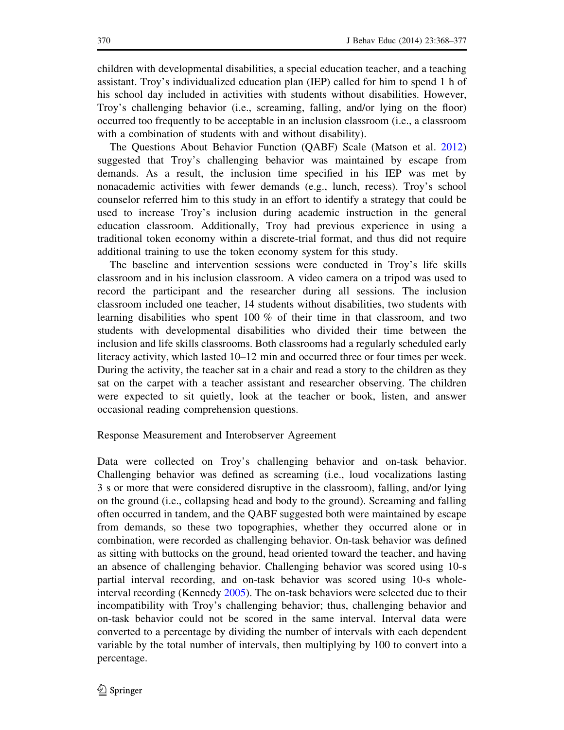children with developmental disabilities, a special education teacher, and a teaching assistant. Troy's individualized education plan (IEP) called for him to spend 1 h of his school day included in activities with students without disabilities. However, Troy's challenging behavior (i.e., screaming, falling, and/or lying on the floor) occurred too frequently to be acceptable in an inclusion classroom (i.e., a classroom with a combination of students with and without disability).

The Questions About Behavior Function (QABF) Scale (Matson et al. 2012) suggested that Troy's challenging behavior was maintained by escape from demands. As a result, the inclusion time specified in his IEP was met by nonacademic activities with fewer demands (e.g., lunch, recess). Troy's school counselor referred him to this study in an effort to identify a strategy that could be used to increase Troy's inclusion during academic instruction in the general education classroom. Additionally, Troy had previous experience in using a traditional token economy within a discrete-trial format, and thus did not require additional training to use the token economy system for this study.

The baseline and intervention sessions were conducted in Troy's life skills classroom and in his inclusion classroom. A video camera on a tripod was used to record the participant and the researcher during all sessions. The inclusion classroom included one teacher, 14 students without disabilities, two students with learning disabilities who spent 100 % of their time in that classroom, and two students with developmental disabilities who divided their time between the inclusion and life skills classrooms. Both classrooms had a regularly scheduled early literacy activity, which lasted 10–12 min and occurred three or four times per week. During the activity, the teacher sat in a chair and read a story to the children as they sat on the carpet with a teacher assistant and researcher observing. The children were expected to sit quietly, look at the teacher or book, listen, and answer occasional reading comprehension questions.

### Response Measurement and Interobserver Agreement

Data were collected on Troy's challenging behavior and on-task behavior. Challenging behavior was defined as screaming (i.e., loud vocalizations lasting 3 s or more that were considered disruptive in the classroom), falling, and/or lying on the ground (i.e., collapsing head and body to the ground). Screaming and falling often occurred in tandem, and the QABF suggested both were maintained by escape from demands, so these two topographies, whether they occurred alone or in combination, were recorded as challenging behavior. On-task behavior was defined as sitting with buttocks on the ground, head oriented toward the teacher, and having an absence of challenging behavior. Challenging behavior was scored using 10-s partial interval recording, and on-task behavior was scored using 10-s whole-interval recording (Kennedy 2005). The on-task behaviors were selected due to their incompatibility with Troy's challenging behavior; thus, challenging behavior and on-task behavior could not be scored in the same interval. Interval data were converted to a percentage by dividing the number of intervals with each dependent variable by the total number of intervals, then multiplying by 100 to convert into a percentage.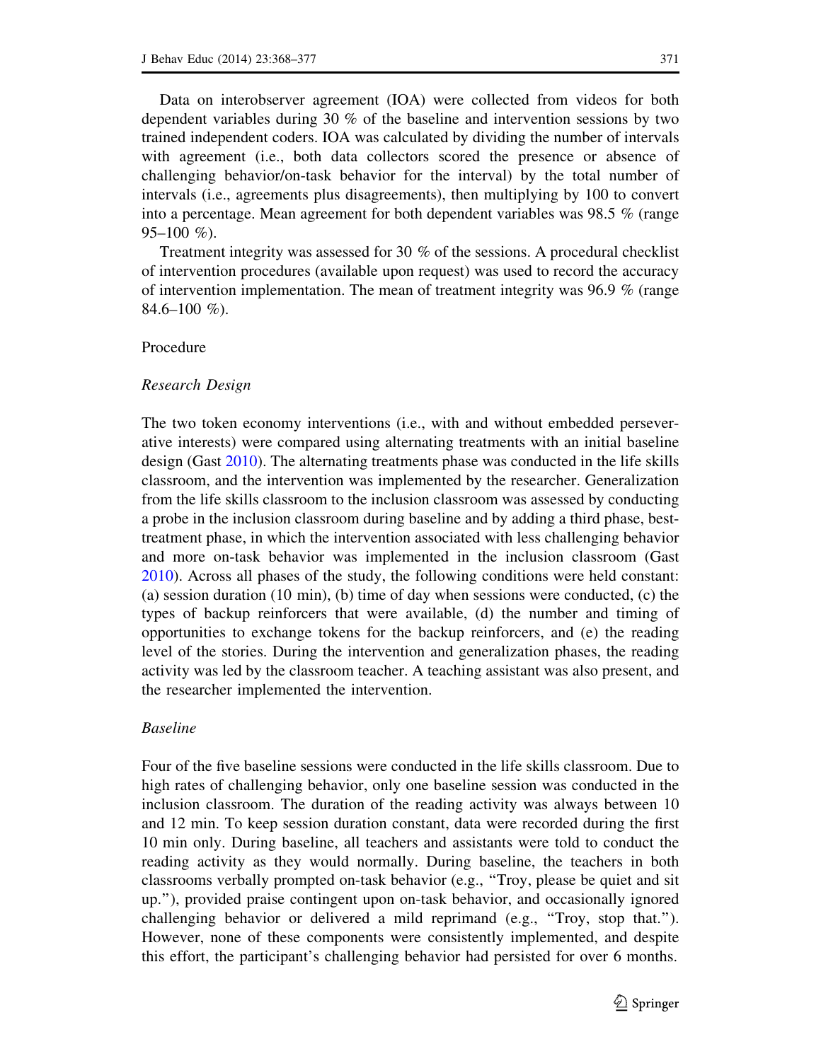Data on interobserver agreement (IOA) were collected from videos for both dependent variables during 30 % of the baseline and intervention sessions by two trained independent coders. IOA was calculated by dividing the number of intervals with agreement (i.e., both data collectors scored the presence or absence of challenging behavior/on-task behavior for the interval) by the total number of intervals (i.e., agreements plus disagreements), then multiplying by 100 to convert into a percentage. Mean agreement for both dependent variables was 98.5 % (range 95–100 %).

Treatment integrity was assessed for 30 % of the sessions. A procedural checklist of intervention procedures (available upon request) was used to record the accuracy of intervention implementation. The mean of treatment integrity was 96.9 % (range 84.6–100 %).

## Procedure

### *Research Design*

The two token economy interventions (i.e., with and without embedded perseverative interests) were compared using alternating treatments with an initial baseline design (Gast 2010). The alternating treatments phase was conducted in the life skills classroom, and the intervention was implemented by the researcher. Generalization from the life skills classroom to the inclusion classroom was assessed by conducting a probe in the inclusion classroom during baseline and by adding a third phase, best-treatment phase, in which the intervention associated with less challenging behavior and more on-task behavior was implemented in the inclusion classroom (Gast 2010). Across all phases of the study, the following conditions were held constant: (a) session duration (10 min), (b) time of day when sessions were conducted, (c) the types of backup reinforcers that were available, (d) the number and timing of opportunities to exchange tokens for the backup reinforcers, and (e) the reading level of the stories. During the intervention and generalization phases, the reading activity was led by the classroom teacher. A teaching assistant was also present, and the researcher implemented the intervention.

### *Baseline*

Four of the five baseline sessions were conducted in the life skills classroom. Due to high rates of challenging behavior, only one baseline session was conducted in the inclusion classroom. The duration of the reading activity was always between 10 and 12 min. To keep session duration constant, data were recorded during the first 10 min only. During baseline, all teachers and assistants were told to conduct the reading activity as they would normally. During baseline, the teachers in both classrooms verbally prompted on-task behavior (e.g., "Troy, please be quiet and sit up."), provided praise contingent upon on-task behavior, and occasionally ignored challenging behavior or delivered a mild reprimand (e.g., "Troy, stop that."). However, none of these components were consistently implemented, and despite this effort, the participant's challenging behavior had persisted for over 6 months.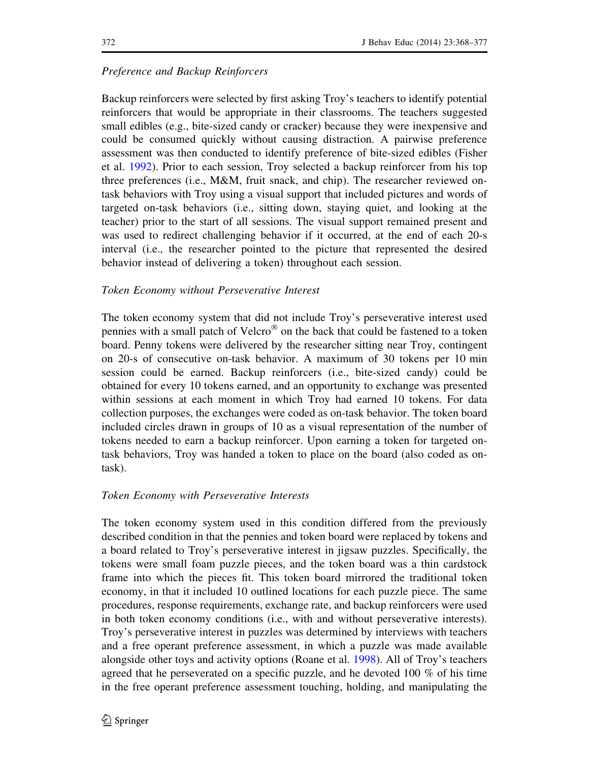### *Preference and Backup Reinforcers*

Backup reinforcers were selected by first asking Troy's teachers to identify potential reinforcers that would be appropriate in their classrooms. The teachers suggested small edibles (e.g., bite-sized candy or cracker) because they were inexpensive and could be consumed quickly without causing distraction. A pairwise preference assessment was then conducted to identify preference of bite-sized edibles (Fisher et al. 1992). Prior to each session, Troy selected a backup reinforcer from his top three preferences (i.e., M&M, fruit snack, and chip). The researcher reviewed on-task behaviors with Troy using a visual support that included pictures and words of targeted on-task behaviors (i.e., sitting down, staying quiet, and looking at the teacher) prior to the start of all sessions. The visual support remained present and was used to redirect challenging behavior if it occurred, at the end of each 20-s interval (i.e., the researcher pointed to the picture that represented the desired behavior instead of delivering a token) throughout each session.

### *Token Economy without Perseverative Interest*

The token economy system that did not include Troy's perseverative interest used pennies with a small patch of Velcro® on the back that could be fastened to a token board. Penny tokens were delivered by the researcher sitting near Troy, contingent on 20-s of consecutive on-task behavior. A maximum of 30 tokens per 10 min session could be earned. Backup reinforcers (i.e., bite-sized candy) could be obtained for every 10 tokens earned, and an opportunity to exchange was presented within sessions at each moment in which Troy had earned 10 tokens. For data collection purposes, the exchanges were coded as on-task behavior. The token board included circles drawn in groups of 10 as a visual representation of the number of tokens needed to earn a backup reinforcer. Upon earning a token for targeted on-task behaviors, Troy was handed a token to place on the board (also coded as on-task).

### *Token Economy with Perseverative Interests*

The token economy system used in this condition differed from the previously described condition in that the pennies and token board were replaced by tokens and a board related to Troy's perseverative interest in jigsaw puzzles. Specifically, the tokens were small foam puzzle pieces, and the token board was a thin cardstock frame into which the pieces fit. This token board mirrored the traditional token economy, in that it included 10 outlined locations for each puzzle piece. The same procedures, response requirements, exchange rate, and backup reinforcers were used in both token economy conditions (i.e., with and without perseverative interests). Troy's perseverative interest in puzzles was determined by interviews with teachers and a free operant preference assessment, in which a puzzle was made available alongside other toys and activity options (Roane et al. 1998). All of Troy's teachers agreed that he perseverated on a specific puzzle, and he devoted 100 % of his time in the free operant preference assessment touching, holding, and manipulating the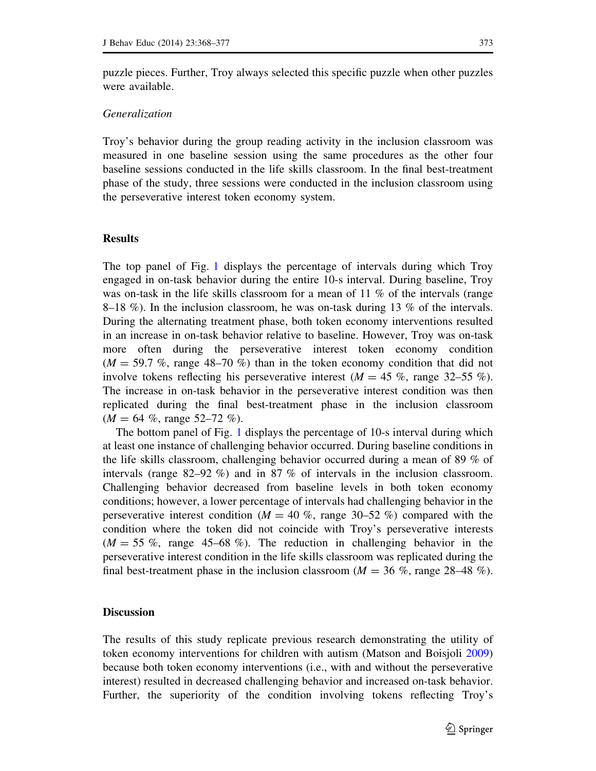puzzle pieces. Further, Troy always selected this specific puzzle when other puzzles were available.

### *Generalization*

Troy's behavior during the group reading activity in the inclusion classroom was measured in one baseline session using the same procedures as the other four baseline sessions conducted in the life skills classroom. In the final best-treatment phase of the study, three sessions were conducted in the inclusion classroom using the perseverative interest token economy system.

## Results

The top panel of Fig. 1 displays the percentage of intervals during which Troy engaged in on-task behavior during the entire 10-s interval. During baseline, Troy was on-task in the life skills classroom for a mean of 11 % of the intervals (range 8–18 %). In the inclusion classroom, he was on-task during 13 % of the intervals. During the alternating treatment phase, both token economy interventions resulted in an increase in on-task behavior relative to baseline. However, Troy was on-task more often during the perseverative interest token economy condition ($M = 59.7$ %, range 48–70 %) than in the token economy condition that did not involve tokens reflecting his perseverative interest ($M = 45$ %, range 32–55 %). The increase in on-task behavior in the perseverative interest condition was then replicated during the final best-treatment phase in the inclusion classroom ($M = 64$ %, range 52–72 %).

The bottom panel of Fig. 1 displays the percentage of 10-s interval during which at least one instance of challenging behavior occurred. During baseline conditions in the life skills classroom, challenging behavior occurred during a mean of 89 % of intervals (range 82–92 %) and in 87 % of intervals in the inclusion classroom. Challenging behavior decreased from baseline levels in both token economy conditions; however, a lower percentage of intervals had challenging behavior in the perseverative interest condition ($M = 40$ %, range 30–52 %) compared with the condition where the token did not coincide with Troy's perseverative interests ($M = 55$ %, range 45–68 %). The reduction in challenging behavior in the perseverative interest condition in the life skills classroom was replicated during the final best-treatment phase in the inclusion classroom ($M = 36$ %, range 28–48 %).

## Discussion

The results of this study replicate previous research demonstrating the utility of token economy interventions for children with autism (Matson and Boisjoli 2009) because both token economy interventions (i.e., with and without the perseverative interest) resulted in decreased challenging behavior and increased on-task behavior. Further, the superiority of the condition involving tokens reflecting Troy's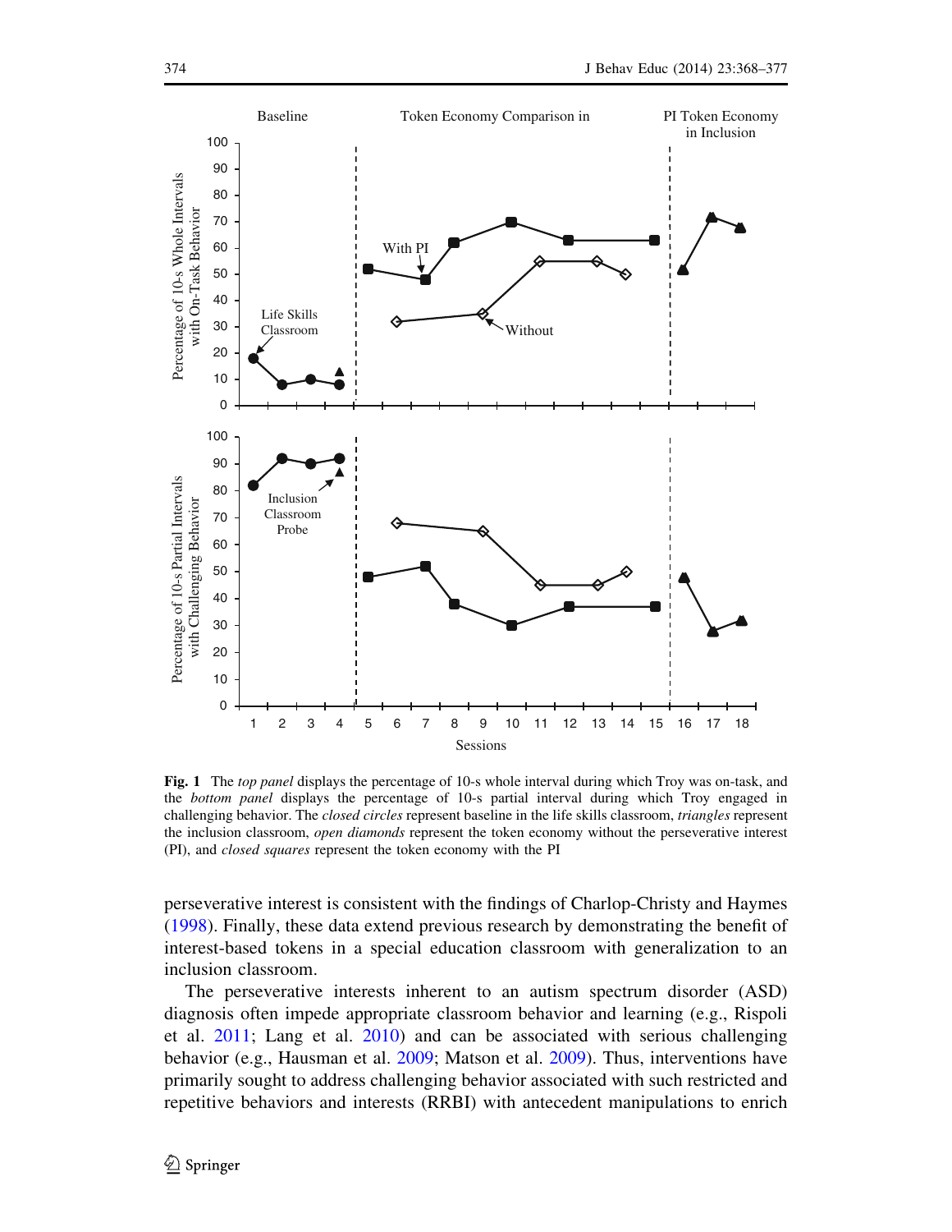**Fig. 1** The *top panel* displays the percentage of 10-s whole interval during which Troy was on-task, and the *bottom panel* displays the percentage of 10-s partial interval during which Troy engaged in challenging behavior. The *closed circles* represent baseline in the life skills classroom, *triangles* represent the inclusion classroom, *open diamonds* represent the token economy without the perseverative interest (PI), and *closed squares* represent the token economy with the PI

perseverative interest is consistent with the findings of Charlop-Christy and Haymes (1998). Finally, these data extend previous research by demonstrating the benefit of interest-based tokens in a special education classroom with generalization to an inclusion classroom.

The perseverative interests inherent to an autism spectrum disorder (ASD) diagnosis often impede appropriate classroom behavior and learning (e.g., Rispoli et al. 2011; Lang et al. 2010) and can be associated with serious challenging behavior (e.g., Hausman et al. 2009; Matson et al. 2009). Thus, interventions have primarily sought to address challenging behavior associated with such restricted and repetitive behaviors and interests (RRBI) with antecedent manipulations to enrich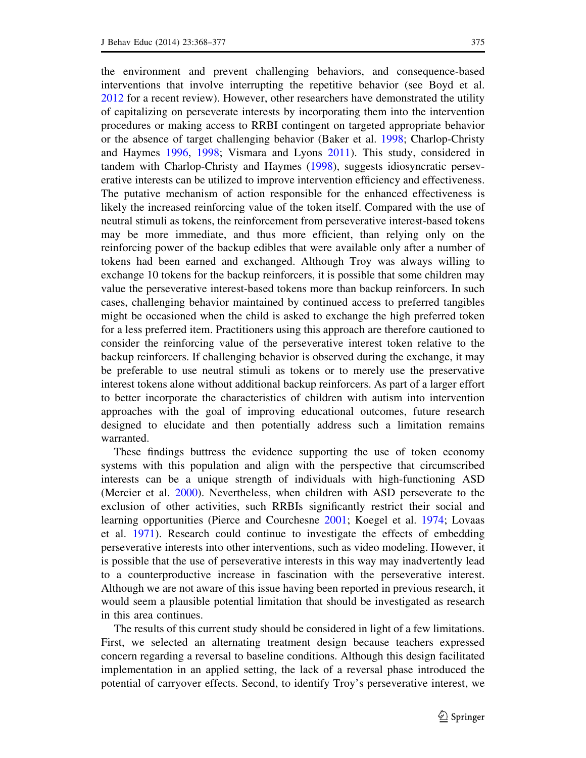the environment and prevent challenging behaviors, and consequence-based interventions that involve interrupting the repetitive behavior (see Boyd et al. 2012 for a recent review). However, other researchers have demonstrated the utility of capitalizing on perseverate interests by incorporating them into the intervention procedures or making access to RRBI contingent on targeted appropriate behavior or the absence of target challenging behavior (Baker et al. 1998; Charlop-Christy and Haymes 1996, 1998; Vismara and Lyons 2011). This study, considered in tandem with Charlop-Christy and Haymes (1998), suggests idiosyncratic perseverative interests can be utilized to improve intervention efficiency and effectiveness. The putative mechanism of action responsible for the enhanced effectiveness is likely the increased reinforcing value of the token itself. Compared with the use of neutral stimuli as tokens, the reinforcement from perseverative interest-based tokens may be more immediate, and thus more efficient, than relying only on the reinforcing power of the backup edibles that were available only after a number of tokens had been earned and exchanged. Although Troy was always willing to exchange 10 tokens for the backup reinforcers, it is possible that some children may value the perseverative interest-based tokens more than backup reinforcers. In such cases, challenging behavior maintained by continued access to preferred tangibles might be occasioned when the child is asked to exchange the high preferred token for a less preferred item. Practitioners using this approach are therefore cautioned to consider the reinforcing value of the perseverative interest token relative to the backup reinforcers. If challenging behavior is observed during the exchange, it may be preferable to use neutral stimuli as tokens or to merely use the preservative interest tokens alone without additional backup reinforcers. As part of a larger effort to better incorporate the characteristics of children with autism into intervention approaches with the goal of improving educational outcomes, future research designed to elucidate and then potentially address such a limitation remains warranted.

These findings buttress the evidence supporting the use of token economy systems with this population and align with the perspective that circumscribed interests can be a unique strength of individuals with high-functioning ASD (Mercier et al. 2000). Nevertheless, when children with ASD perseverate to the exclusion of other activities, such RRBIs significantly restrict their social and learning opportunities (Pierce and Courchesne 2001; Koegel et al. 1974; Lovaas et al. 1971). Research could continue to investigate the effects of embedding perseverative interests into other interventions, such as video modeling. However, it is possible that the use of perseverative interests in this way may inadvertently lead to a counterproductive increase in fascination with the perseverative interest. Although we are not aware of this issue having been reported in previous research, it would seem a plausible potential limitation that should be investigated as research in this area continues.

The results of this current study should be considered in light of a few limitations. First, we selected an alternating treatment design because teachers expressed concern regarding a reversal to baseline conditions. Although this design facilitated implementation in an applied setting, the lack of a reversal phase introduced the potential of carryover effects. Second, to identify Troy's perseverative interest, we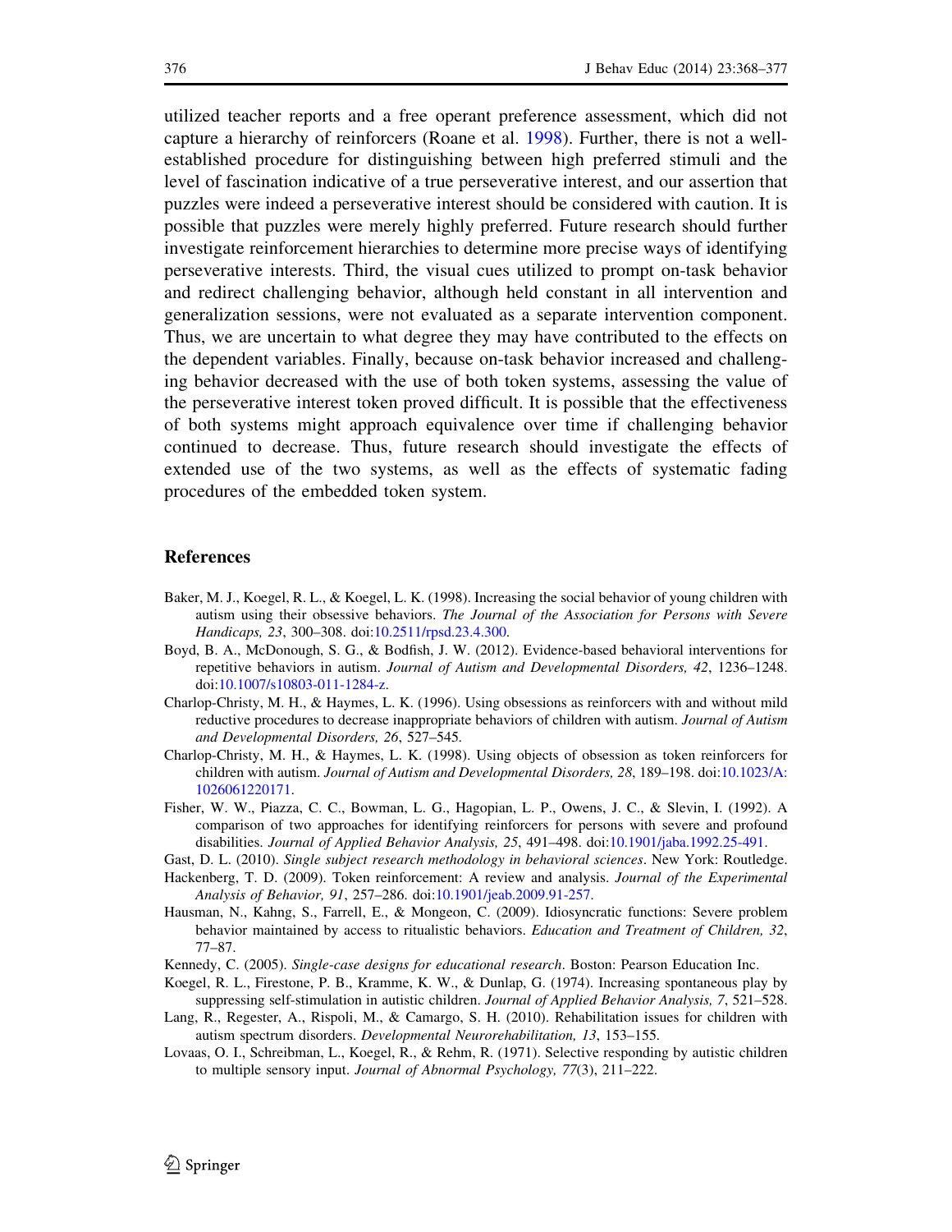utilized teacher reports and a free operant preference assessment, which did not capture a hierarchy of reinforcers (Roane et al. 1998). Further, there is not a well-established procedure for distinguishing between high preferred stimuli and the level of fascination indicative of a true perseverative interest, and our assertion that puzzles were indeed a perseverative interest should be considered with caution. It is possible that puzzles were merely highly preferred. Future research should further investigate reinforcement hierarchies to determine more precise ways of identifying perseverative interests. Third, the visual cues utilized to prompt on-task behavior and redirect challenging behavior, although held constant in all intervention and generalization sessions, were not evaluated as a separate intervention component. Thus, we are uncertain to what degree they may have contributed to the effects on the dependent variables. Finally, because on-task behavior increased and challenging behavior decreased with the use of both token systems, assessing the value of the perseverative interest token proved difficult. It is possible that the effectiveness of both systems might approach equivalence over time if challenging behavior continued to decrease. Thus, future research should investigate the effects of extended use of the two systems, as well as the effects of systematic fading procedures of the embedded token system.

## References

Baker, M. J., Koegel, R. L., & Koegel, L. K. (1998). Increasing the social behavior of young children with autism using their obsessive behaviors. *The Journal of the Association for Persons with Severe Handicaps, 23*, 300–308. doi:10.2511/rpsd.23.4.300.

Boyd, B. A., McDonough, S. G., & Bodfish, J. W. (2012). Evidence-based behavioral interventions for repetitive behaviors in autism. *Journal of Autism and Developmental Disorders, 42*, 1236–1248. doi:10.1007/s10803-011-1284-z.

Charlop-Christy, M. H., & Haymes, L. K. (1996). Using obsessions as reinforcers with and without mild reductive procedures to decrease inappropriate behaviors of children with autism. *Journal of Autism and Developmental Disorders, 26*, 527–545.

Charlop-Christy, M. H., & Haymes, L. K. (1998). Using objects of obsession as token reinforcers for children with autism. *Journal of Autism and Developmental Disorders, 28*, 189–198. doi:10.1023/A:1026061220171.

Fisher, W. W., Piazza, C. C., Bowman, L. G., Hagopian, L. P., Owens, J. C., & Slevin, I. (1992). A comparison of two approaches for identifying reinforcers for persons with severe and profound disabilities. *Journal of Applied Behavior Analysis, 25*, 491–498. doi:10.1901/jaba.1992.25-491.

Gast, D. L. (2010). *Single subject research methodology in behavioral sciences*. New York: Routledge.

Hackenberg, T. D. (2009). Token reinforcement: A review and analysis. *Journal of the Experimental Analysis of Behavior, 91*, 257–286. doi:10.1901/jeab.2009.91-257.

Hausman, N., Kahng, S., Farrell, E., & Mongeon, C. (2009). Idiosyncratic functions: Severe problem behavior maintained by access to ritualistic behaviors. *Education and Treatment of Children, 32*, 77–87.

Kennedy, C. (2005). *Single-case designs for educational research*. Boston: Pearson Education Inc.

Koegel, R. L., Firestone, P. B., Kramme, K. W., & Dunlap, G. (1974). Increasing spontaneous play by suppressing self-stimulation in autistic children. *Journal of Applied Behavior Analysis, 7*, 521–528.

Lang, R., Regester, A., Rispoli, M., & Camargo, S. H. (2010). Rehabilitation issues for children with autism spectrum disorders. *Developmental Neurorehabilitation, 13*, 153–155.

Lovaas, O. I., Schreibman, L., Koegel, R., & Rehm, R. (1971). Selective responding by autistic children to multiple sensory input. *Journal of Abnormal Psychology, 77*(3), 211–222.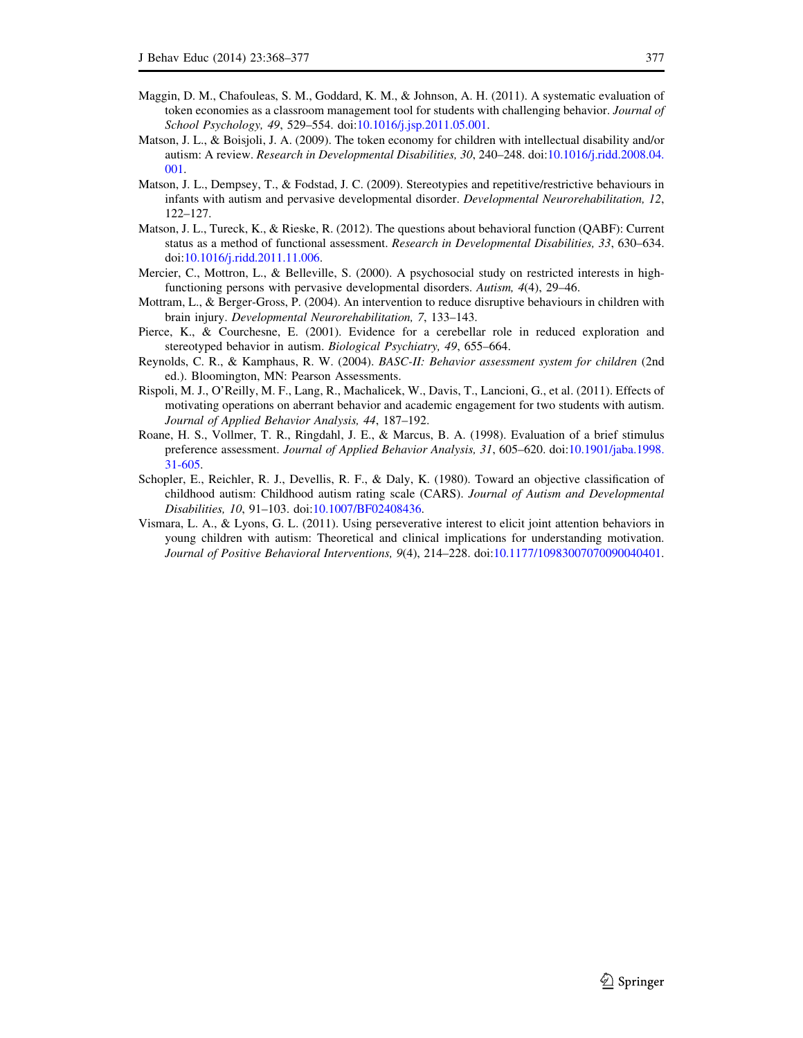Maggin, D. M., Chafouleas, S. M., Goddard, K. M., & Johnson, A. H. (2011). A systematic evaluation of token economies as a classroom management tool for students with challenging behavior. *Journal of School Psychology, 49*, 529–554. doi:10.1016/j.jsp.2011.05.001.

Matson, J. L., & Boisjoli, J. A. (2009). The token economy for children with intellectual disability and/or autism: A review. *Research in Developmental Disabilities, 30*, 240–248. doi:10.1016/j.ridd.2008.04.001.

Matson, J. L., Dempsey, T., & Fodstad, J. C. (2009). Stereotypies and repetitive/restrictive behaviours in infants with autism and pervasive developmental disorder. *Developmental Neurorehabilitation, 12*, 122–127.

Matson, J. L., Tureck, K., & Rieske, R. (2012). The questions about behavioral function (QABF): Current status as a method of functional assessment. *Research in Developmental Disabilities, 33*, 630–634. doi:10.1016/j.ridd.2011.11.006.

Mercier, C., Mottron, L., & Belleville, S. (2000). A psychosocial study on restricted interests in high-functioning persons with pervasive developmental disorders. *Autism, 4*(4), 29–46.

Mottram, L., & Berger-Gross, P. (2004). An intervention to reduce disruptive behaviours in children with brain injury. *Developmental Neurorehabilitation, 7*, 133–143.

Pierce, K., & Courchesne, E. (2001). Evidence for a cerebellar role in reduced exploration and stereotyped behavior in autism. *Biological Psychiatry, 49*, 655–664.

Reynolds, C. R., & Kamphaus, R. W. (2004). *BASC-II: Behavior assessment system for children* (2nd ed.). Bloomington, MN: Pearson Assessments.

Rispoli, M. J., O'Reilly, M. F., Lang, R., Machalicek, W., Davis, T., Lancioni, G., et al. (2011). Effects of motivating operations on aberrant behavior and academic engagement for two students with autism. *Journal of Applied Behavior Analysis, 44*, 187–192.

Roane, H. S., Vollmer, T. R., Ringdahl, J. E., & Marcus, B. A. (1998). Evaluation of a brief stimulus preference assessment. *Journal of Applied Behavior Analysis, 31*, 605–620. doi:10.1901/jaba.1998.31-605.

Schopler, E., Reichler, R. J., Devellis, R. F., & Daly, K. (1980). Toward an objective classification of childhood autism: Childhood autism rating scale (CARS). *Journal of Autism and Developmental Disabilities, 10*, 91–103. doi:10.1007/BF02408436.

Vismara, L. A., & Lyons, G. L. (2011). Using perseverative interest to elicit joint attention behaviors in young children with autism: Theoretical and clinical implications for understanding motivation. *Journal of Positive Behavioral Interventions, 9*(4), 214–228. doi:10.1177/10983007070090040401.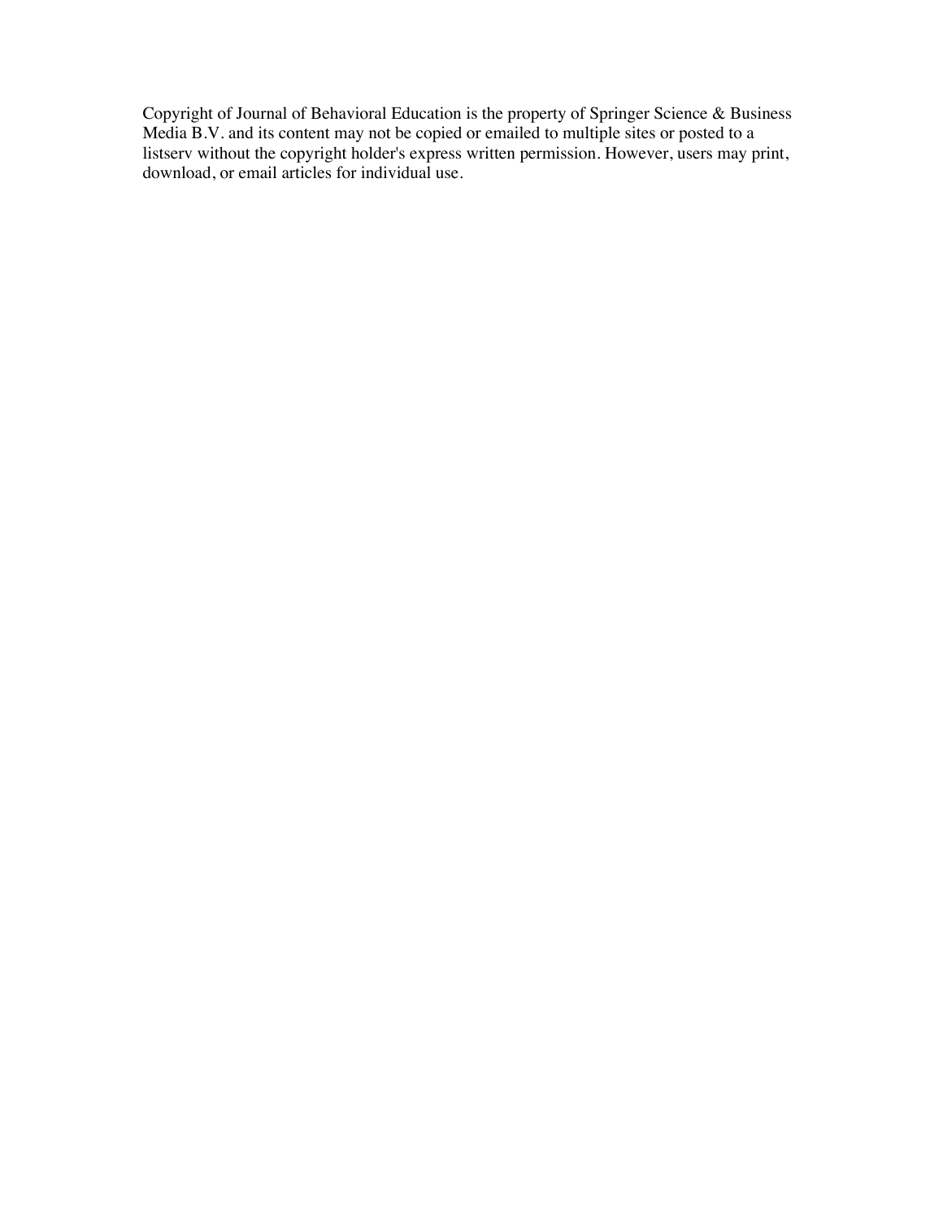Copyright of Journal of Behavioral Education is the property of Springer Science & Business Media B.V. and its content may not be copied or emailed to multiple sites or posted to a listserv without the copyright holder's express written permission. However, users may print, download, or email articles for individual use.